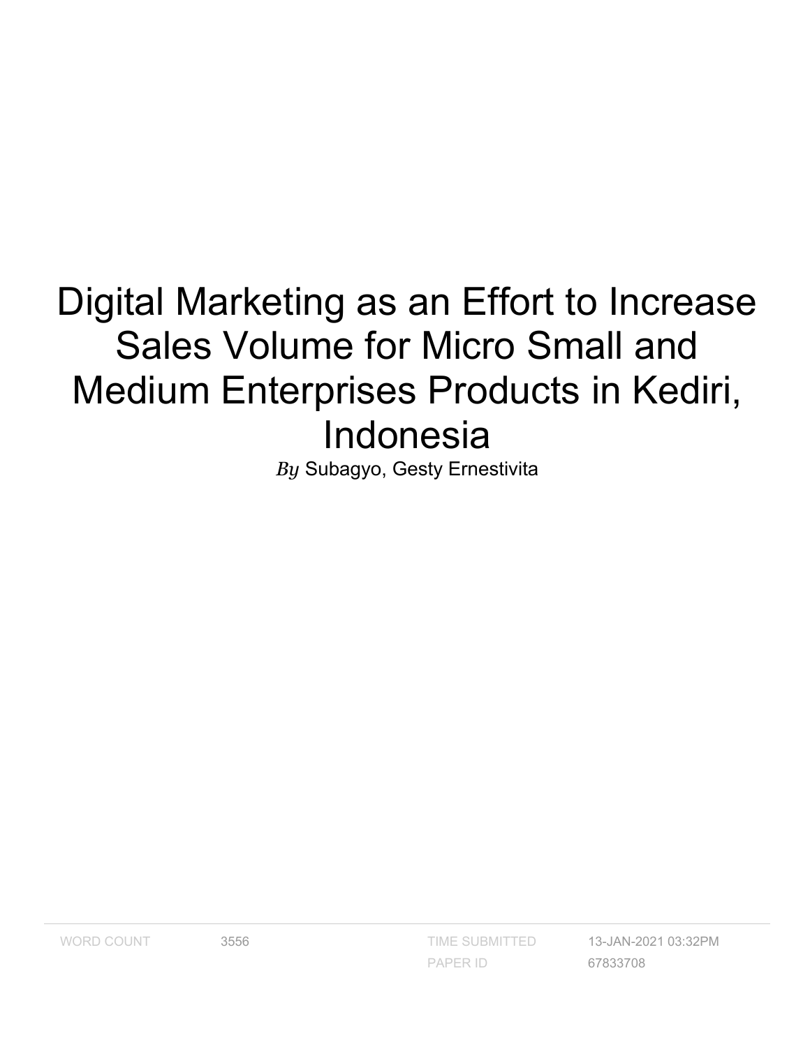# Digital Marketing as an Effort to Increase Sales Volume for Micro Small and Medium Enterprises Products in Kediri, Indonesia

*By* Subagyo, Gesty Ernestivita

| WORD COUNT | 3556 | TIME SUBMITTED | 13-JAN-2021 03:32PM |
| --- | --- | --- | --- |
| | | PAPER ID | 67833708 |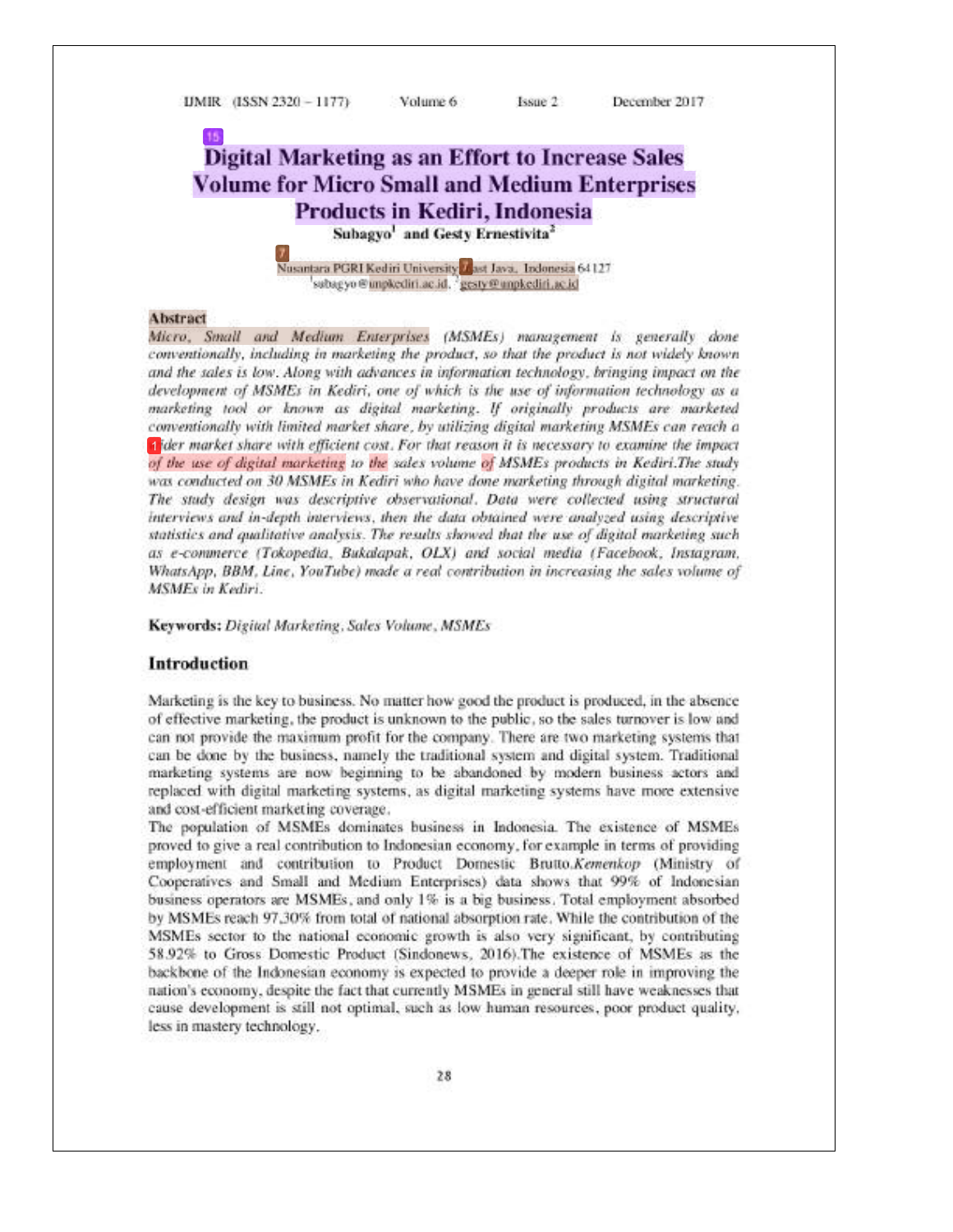# Digital Marketing as an Effort to Increase Sales Volume for Micro Small and Medium Enterprises Products in Kediri, Indonesia

**Subagyo[1] and Gesty Ernestivita[2]**

Nusantara PGRI Kediri University, East Java, Indonesia 64127
[1]subagyo@unpkediri.ac.id, [2]gesty@unpkediri.ac.id

## Abstract

*Micro, Small and Medium Enterprises (MSMEs) management is generally done conventionally, including in marketing the product, so that the product is not widely known and the sales is low. Along with advances in information technology, bringing impact on the development of MSMEs in Kediri, one of which is the use of information technology as a marketing tool or known as digital marketing. If originally products are marketed conventionally with limited market share, by utilizing digital marketing MSMEs can reach a wider market share with efficient cost. For that reason it is necessary to examine the impact of the use of digital marketing to the sales volume of MSMEs products in Kediri.The study was conducted on 30 MSMEs in Kediri who have done marketing through digital marketing. The study design was descriptive observational. Data were collected using structural interviews and in-depth interviews, then the data obtained were analyzed using descriptive statistics and qualitative analysis. The results showed that the use of digital marketing such as e-commerce (Tokopedia, Bukalapak, OLX) and social media (Facebook, Instagram, WhatsApp, BBM, Line, YouTube) made a real contribution in increasing the sales volume of MSMEs in Kediri.*

**Keywords:** *Digital Marketing, Sales Volume, MSMEs*

## Introduction

Marketing is the key to business. No matter how good the product is produced, in the absence of effective marketing, the product is unknown to the public, so the sales turnover is low and can not provide the maximum profit for the company. There are two marketing systems that can be done by the business, namely the traditional system and digital system. Traditional marketing systems are now beginning to be abandoned by modern business actors and replaced with digital marketing systems, as digital marketing systems have more extensive and cost-efficient marketing coverage.

The population of MSMEs dominates business in Indonesia. The existence of MSMEs proved to give a real contribution to Indonesian economy, for example in terms of providing employment and contribution to Product Domestic Brutto.*Kemenkop* (Ministry of Cooperatives and Small and Medium Enterprises) data shows that 99% of Indonesian business operators are MSMEs, and only 1% is a big business. Total employment absorbed by MSMEs reach 97,30% from total of national absorption rate. While the contribution of the MSMEs sector to the national economic growth is also very significant, by contributing 58.92% to Gross Domestic Product (Sindonews, 2016).The existence of MSMEs as the backbone of the Indonesian economy is expected to provide a deeper role in improving the nation's economy, despite the fact that currently MSMEs in general still have weaknesses that cause development is still not optimal, such as low human resources, poor product quality, less in mastery technology.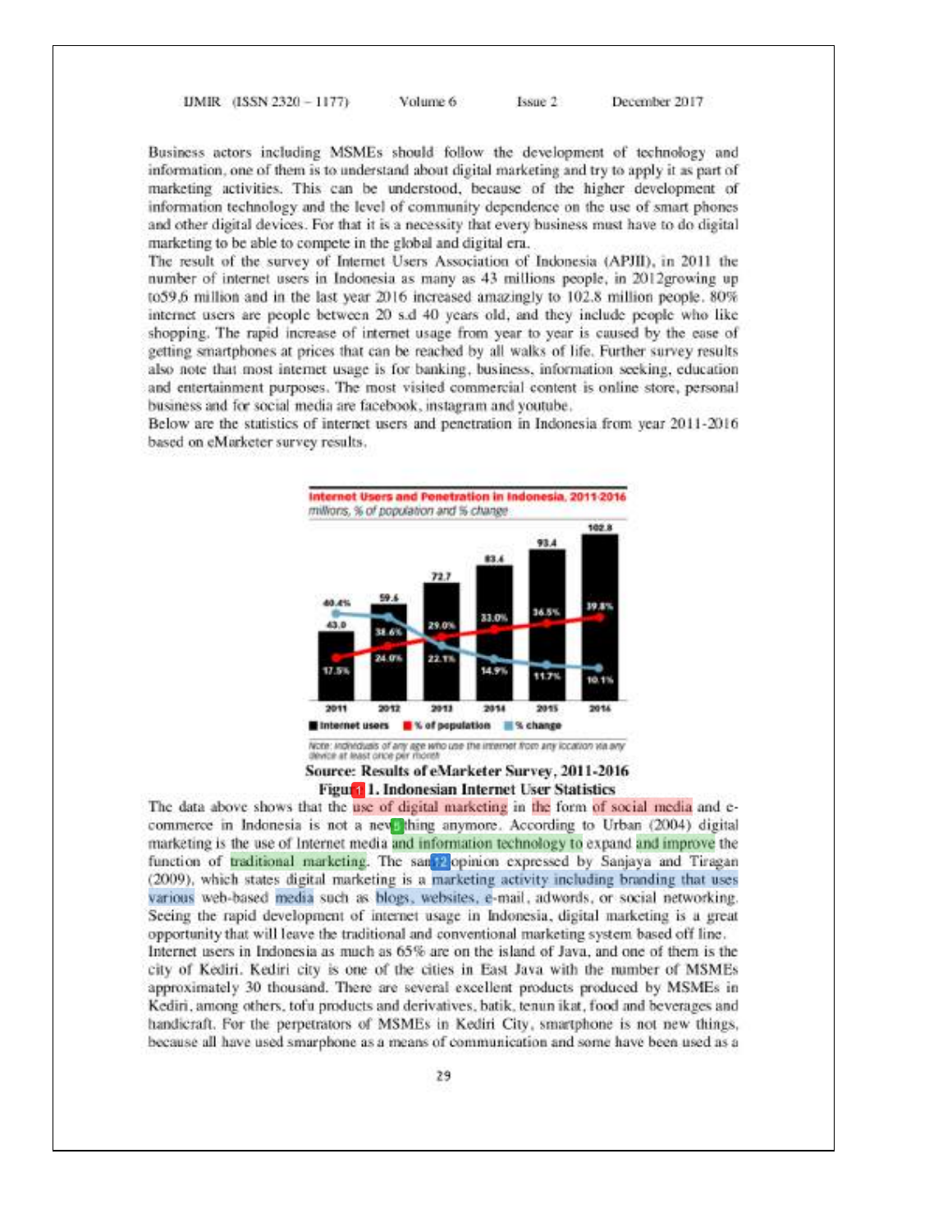Business actors including MSMEs should follow the development of technology and information, one of them is to understand about digital marketing and try to apply it as part of marketing activities. This can be understood, because of the higher development of information technology and the level of community dependence on the use of smart phones and other digital devices. For that it is a necessity that every business must have to do digital marketing to be able to compete in the global and digital era.

The result of the survey of Internet Users Association of Indonesia (APJII), in 2011 the number of internet users in Indonesia as many as 43 millions people, in 2012growing up to59,6 million and in the last year 2016 increased amazingly to 102.8 million people. 80% internet users are people between 20 s.d 40 years old, and they include people who like shopping. The rapid increase of internet usage from year to year is caused by the ease of getting smartphones at prices that can be reached by all walks of life. Further survey results also note that most internet usage is for banking, business, information seeking, education and entertainment purposes. The most visited commercial content is online store, personal business and for social media are facebook, instagram and youtube.

Below are the statistics of internet users and penetration in Indonesia from year 2011-2016 based on eMarketer survey results.

**Internet Users and Penetration in Indonesia, 2011-2016**
*millions, % of population and % change*

| Year | Internet users | % of population | % change |
|---|---|---|---|
| 2011 | 43.0 | 17.5% | 40.4% |
| 2012 | 59.6 | 24.0% | 38.6% |
| 2013 | 72.7 | 29.0% | 22.1% |
| 2014 | 83.4 | 33.0% | 14.9% |
| 2015 | 93.4 | 36.5% | 11.7% |
| 2016 | 102.8 | 39.8% | 10.1% |

*Note: individuals of any age who use the internet from any location via any device at least once per month*

**Source: Results of eMarketer Survey, 2011-2016**

**Figure 1. Indonesian Internet User Statistics**

The data above shows that the use of digital marketing in the form of social media and e-commerce in Indonesia is not a new thing anymore. According to Urban (2004) digital marketing is the use of Internet media and information technology to expand and improve the function of traditional marketing. The same opinion expressed by Sanjaya and Tiragan (2009), which states digital marketing is a marketing activity including branding that uses various web-based media such as blogs, websites, e-mail, adwords, or social networking. Seeing the rapid development of internet usage in Indonesia, digital marketing is a great opportunity that will leave the traditional and conventional marketing system based off line.

Internet users in Indonesia as much as 65% are on the island of Java, and one of them is the city of Kediri. Kediri city is one of the cities in East Java with the number of MSMEs approximately 30 thousand. There are several excellent products produced by MSMEs in Kediri, among others, tofu products and derivatives, batik, tenun ikat, food and beverages and handicraft. For the perpetrators of MSMEs in Kediri City, smartphone is not new things, because all have used smarphone as a means of communication and some have been used as a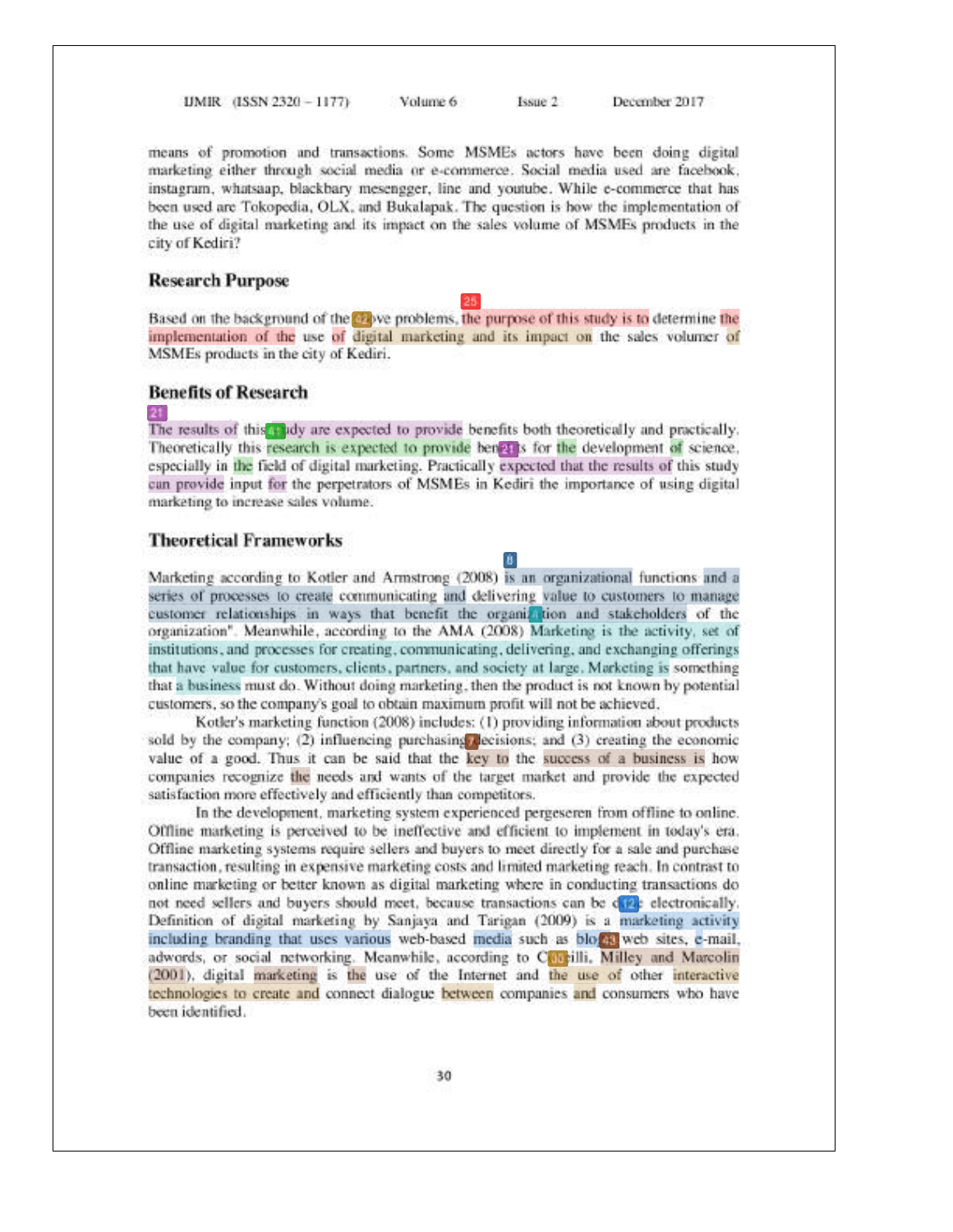means of promotion and transactions. Some MSMEs actors have been doing digital marketing either through social media or e-commerce. Social media used are facebook, instagram, whatsaap, blackbary mesengger, line and youtube. While e-commerce that has been used are Tokopedia, OLX, and Bukalapak. The question is how the implementation of the use of digital marketing and its impact on the sales volume of MSMEs products in the city of Kediri?

## Research Purpose

Based on the background of the above problems, the purpose of this study is to determine the implementation of the use of digital marketing and its impact on the sales volumer of MSMEs products in the city of Kediri.

## Benefits of Research

The results of this study are expected to provide benefits both theoretically and practically. Theoretically this research is expected to provide benefits for the development of science, especially in the field of digital marketing. Practically expected that the results of this study can provide input for the perpetrators of MSMEs in Kediri the importance of using digital marketing to increase sales volume.

## Theoretical Frameworks

Marketing according to Kotler and Armstrong (2008) is an organizational functions and a series of processes to create communicating and delivering value to customers to manage customer relationships in ways that benefit the organization and stakeholders of the organization". Meanwhile, according to the AMA (2008) Marketing is the activity, set of institutions, and processes for creating, communicating, delivering, and exchanging offerings that have value for customers, clients, partners, and society at large. Marketing is something that a business must do. Without doing marketing, then the product is not known by potential customers, so the company's goal to obtain maximum profit will not be achieved.

Kotler's marketing function (2008) includes: (1) providing information about products sold by the company; (2) influencing purchasing decisions; and (3) creating the economic value of a good. Thus it can be said that the key to the success of a business is how companies recognize the needs and wants of the target market and provide the expected satisfaction more effectively and efficiently than competitors.

In the development, marketing system experienced pergeseren from offline to online. Offline marketing is perceived to be ineffective and efficient to implement in today's era. Offline marketing systems require sellers and buyers to meet directly for a sale and purchase transaction, resulting in expensive marketing costs and limited marketing reach. In contrast to online marketing or better known as digital marketing where in conducting transactions do not need sellers and buyers should meet, because transactions can be done electronically. Definition of digital marketing by Sanjaya and Tarigan (2009) is a marketing activity including branding that uses various web-based media such as blogs, web sites, e-mail, adwords, or social networking. Meanwhile, according to Coviello, Milley and Marcolin (2001), digital marketing is the use of the Internet and the use of other interactive technologies to create and connect dialogue between companies and consumers who have been identified.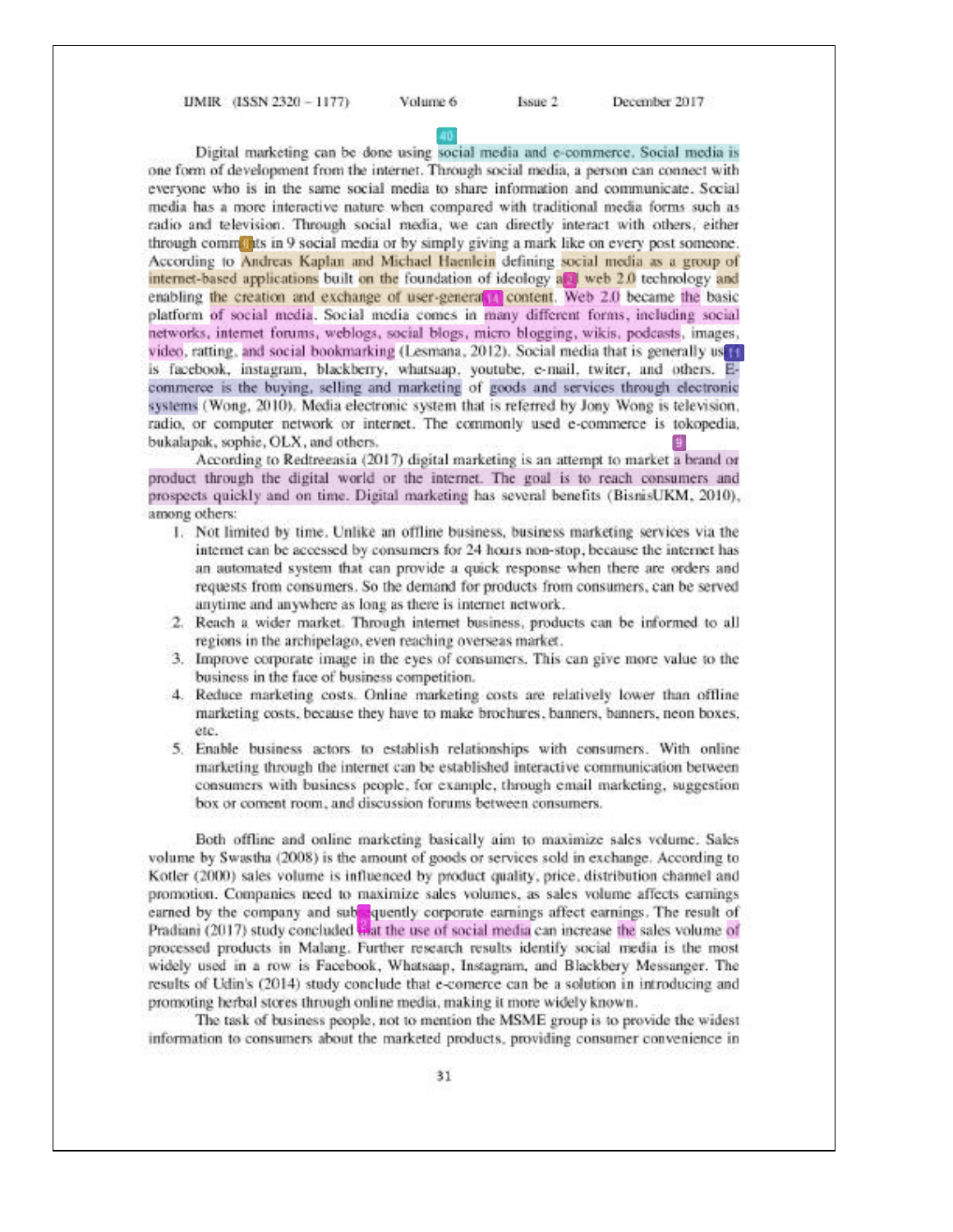Digital marketing can be done using social media and e-commerce. Social media is one form of development from the internet. Through social media, a person can connect with everyone who is in the same social media to share information and communicate. Social media has a more interactive nature when compared with traditional media forms such as radio and television. Through social media, we can directly interact with others, either through comments in 9 social media or by simply giving a mark like on every post someone. According to Andreas Kaplan and Michael Haenlein defining social media as a group of internet-based applications built on the foundation of ideology and web 2.0 technology and enabling the creation and exchange of user-generated content. Web 2.0 became the basic platform of social media. Social media comes in many different forms, including social networks, internet forums, weblogs, social blogs, micro blogging, wikis, podcasts, images, video, ratting, and social bookmarking (Lesmana, 2012). Social media that is generally used is facebook, instagram, blackberry, whatsaap, youtube, e-mail, twiter, and others. E-commerce is the buying, selling and marketing of goods and services through electronic systems (Wong, 2010). Media electronic system that is referred by Jony Wong is television, radio, or computer network or internet. The commonly used e-commerce is tokopedia, bukalapak, sophie, OLX, and others.

According to Redtreeasia (2017) digital marketing is an attempt to market a brand or product through the digital world or the internet. The goal is to reach consumers and prospects quickly and on time. Digital marketing has several benefits (BisnisUKM, 2010), among others:

1. Not limited by time. Unlike an offline business, business marketing services via the internet can be accessed by consumers for 24 hours non-stop, because the internet has an automated system that can provide a quick response when there are orders and requests from consumers. So the demand for products from consumers, can be served anytime and anywhere as long as there is internet network.
2. Reach a wider market. Through internet business, products can be informed to all regions in the archipelago, even reaching overseas market.
3. Improve corporate image in the eyes of consumers. This can give more value to the business in the face of business competition.
4. Reduce marketing costs. Online marketing costs are relatively lower than offline marketing costs, because they have to make brochures, banners, banners, neon boxes, etc.
5. Enable business actors to establish relationships with consumers. With online marketing through the internet can be established interactive communication between consumers with business people, for example, through email marketing, suggestion box or coment room, and discussion forums between consumers.

Both offline and online marketing basically aim to maximize sales volume. Sales volume by Swastha (2008) is the amount of goods or services sold in exchange. According to Kotler (2000) sales volume is influenced by product quality, price, distribution channel and promotion. Companies need to maximize sales volumes, as sales volume affects earnings earned by the company and subsequently corporate earnings affect earnings. The result of Pradiani (2017) study concluded that the use of social media can increase the sales volume of processed products in Malang. Further research results identify social media is the most widely used in a row is Facebook, Whatsaap, Instagram, and Blackbery Messanger. The results of Udin's (2014) study conclude that e-comerce can be a solution in introducing and promoting herbal stores through online media, making it more widely known.

The task of business people, not to mention the MSME group is to provide the widest information to consumers about the marketed products, providing consumer convenience in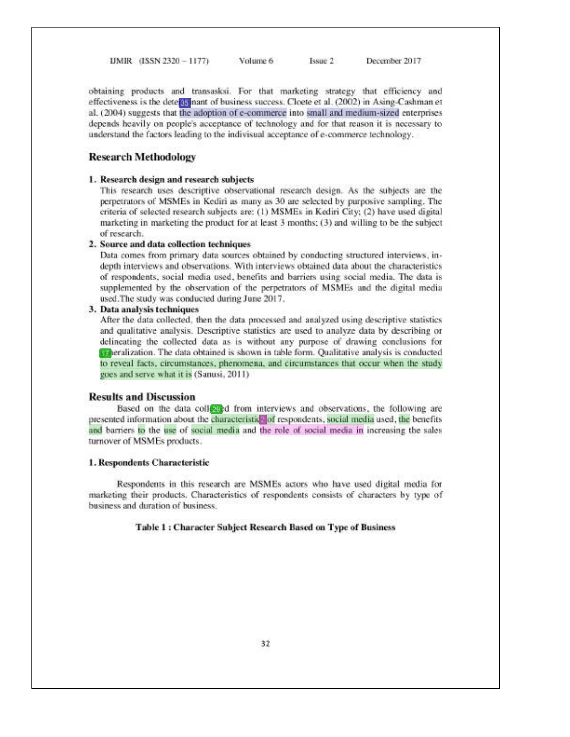obtaining products and transasksi. For that marketing strategy that efficiency and effectiveness is the determinant of business success. Cloete et al. (2002) in Asing-Cashman et al. (2004) suggests that the adoption of e-commerce into small and medium-sized enterprises depends heavily on people's acceptance of technology and for that reason it is necessary to understand the factors leading to the indivisual acceptance of e-commerce technology.

## Research Methodology

1. **Research design and research subjects**
   This research uses descriptive observational research design. As the subjects are the perpetrators of MSMEs in Kediri as many as 30 are selected by purposive sampling. The criteria of selected research subjects are: (1) MSMEs in Kediri City; (2) have used digital marketing in marketing the product for at least 3 months; (3) and willing to be the subject of research.
2. **Source and data collection techniques**
   Data comes from primary data sources obtained by conducting structured interviews, in-depth interviews and observations. With interviews obtained data about the characteristics of respondents, social media used, benefits and barriers using social media. The data is supplemented by the observation of the perpetrators of MSMEs and the digital media used.The study was conducted during June 2017.
3. **Data analysis techniques**
   After the data collected, then the data processed and analyzed using descriptive statistics and qualitative analysis. Descriptive statistics are used to analyze data by describing or delineating the collected data as is without any purpose of drawing conclusions for generalization. The data obtained is shown in table form. Qualitative analysis is conducted to reveal facts, circumstances, phenomena, and circumstances that occur when the study goes and serve what it is (Sanusi, 2011)

## Results and Discussion

Based on the data collected from interviews and observations, the following are presented information about the characteristics of respondents, social media used, the benefits and barriers to the use of social media and the role of social media in increasing the sales turnover of MSMEs products.

### 1. Respondents Characteristic

Respondents in this research are MSMEs actors who have used digital media for marketing their products. Characteristics of respondents consists of characters by type of business and duration of business.

**Table 1 : Character Subject Research Based on Type of Business**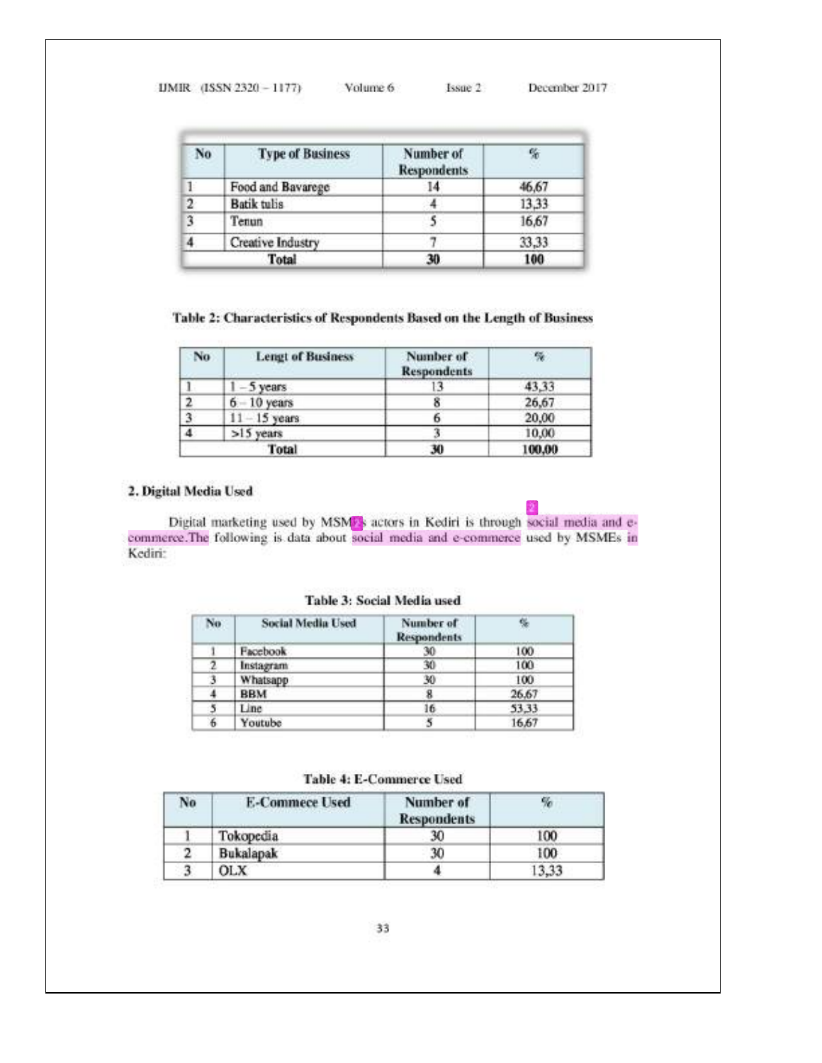| No | Type of Business | Number of Respondents | % |
|---|---|---|---|
| 1 | Food and Bavarege | 14 | 46,67 |
| 2 | Batik tulis | 4 | 13,33 |
| 3 | Tenun | 5 | 16,67 |
| 4 | Creative Industry | 7 | 33,33 |
| | Total | 30 | 100 |

**Table 2: Characteristics of Respondents Based on the Length of Business**

| No | Lengt of Business | Number of Respondents | % |
|---|---|---|---|
| 1 | 1 – 5 years | 13 | 43,33 |
| 2 | 6 – 10 years | 8 | 26,67 |
| 3 | 11 – 15 years | 6 | 20,00 |
| 4 | >15 years | 3 | 10,00 |
| | Total | 30 | 100,00 |

**2. Digital Media Used**

Digital marketing used by MSMEs actors in Kediri is through social media and e-commerce.The following is data about social media and e-commerce used by MSMEs in Kediri:

**Table 3: Social Media used**

| No | Social Media Used | Number of Respondents | % |
|---|---|---|---|
| 1 | Facebook | 30 | 100 |
| 2 | Instagram | 30 | 100 |
| 3 | Whatsapp | 30 | 100 |
| 4 | BBM | 8 | 26,67 |
| 5 | Line | 16 | 53,33 |
| 6 | Youtube | 5 | 16,67 |

**Table 4: E-Commerce Used**

| No | E-Commece Used | Number of Respondents | % |
|---|---|---|---|
| 1 | Tokopedia | 30 | 100 |
| 2 | Bukalapak | 30 | 100 |
| 3 | OLX | 4 | 13,33 |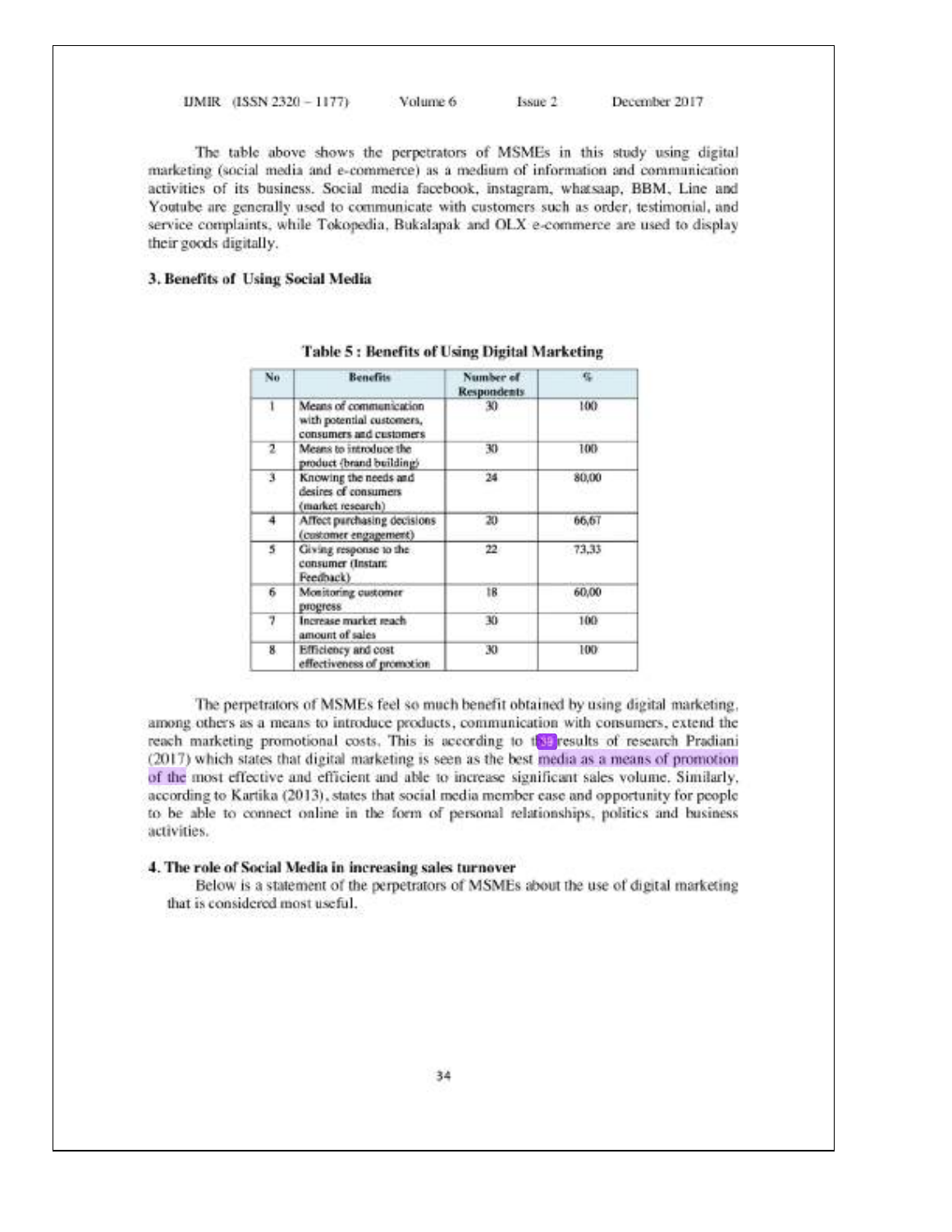The table above shows the perpetrators of MSMEs in this study using digital marketing (social media and e-commerce) as a medium of information and communication activities of its business. Social media facebook, instagram, whatsaap, BBM, Line and Youtube are generally used to communicate with customers such as order, testimonial, and service complaints, while Tokopedia, Bukalapak and OLX e-commerce are used to display their goods digitally.

### 3. Benefits of Using Social Media

**Table 5 : Benefits of Using Digital Marketing**

| No | Benefits | Number of Respondents | % |
|---|---|---|---|
| 1 | Means of communication with potential customers, consumers and customers | 30 | 100 |
| 2 | Means to introduce the product (brand building) | 30 | 100 |
| 3 | Knowing the needs and desires of consumers (market research) | 24 | 80,00 |
| 4 | Affect purchasing decisions (customer engagement) | 20 | 66,67 |
| 5 | Giving response to the consumer (Instant Feedback) | 22 | 73,33 |
| 6 | Monitoring customer progress | 18 | 60,00 |
| 7 | Increase market reach amount of sales | 30 | 100 |
| 8 | Efficiency and cost effectiveness of promotion | 30 | 100 |

The perpetrators of MSMEs feel so much benefit obtained by using digital marketing, among others as a means to introduce products, communication with consumers, extend the reach marketing promotional costs. This is according to the results of research Pradiani (2017) which states that digital marketing is seen as the best media as a means of promotion of the most effective and efficient and able to increase significant sales volume. Similarly, according to Kartika (2013), states that social media member ease and opportunity for people to be able to connect online in the form of personal relationships, politics and business activities.

### 4. The role of Social Media in increasing sales turnover

Below is a statement of the perpetrators of MSMEs about the use of digital marketing that is considered most useful.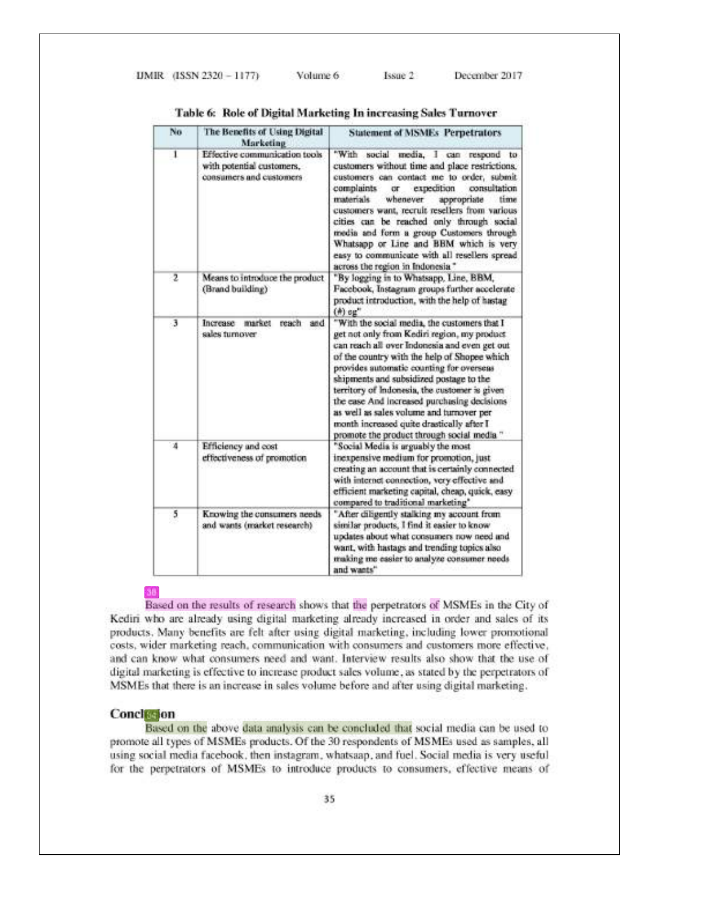**Table 6: Role of Digital Marketing In increasing Sales Turnover**

| No | The Benefits of Using Digital Marketing | Statement of MSMEs Perpetrators |
|---|---|---|
| 1 | Effective communication tools with potential customers, consumers and customers | "With social media, I can respond to customers without time and place restrictions. customers can contact me to order, submit complaints or expedition consultation materials whenever appropriate time customers want, recruit resellers from various cities can be reached only through social media and form a group Customers through Whatsapp or Line and BBM which is very easy to communicate with all resellers spread across the region in Indonesia " |
| 2 | Means to introduce the product (Brand building) | "By logging in to Whatsapp, Line, BBM, Facebook, Instagram groups further accelerate product introduction, with the help of hastag (#) eg" |
| 3 | Increase market reach and sales turnover | "With the social media, the customers that I get not only from Kediri region, my product can reach all over Indonesia and even get out of the country with the help of Shopee which provides automatic counting for overseas shipments and subsidized postage to the territory of Indonesia, the customer is given the ease And increased purchasing decisions as well as sales volume and turnover per month increased quite drastically after I promote the product through social media " |
| 4 | Efficiency and cost effectiveness of promotion | "Social Media is arguably the most inexpensive medium for promotion, just creating an account that is certainly connected with internet connection, very effective and efficient marketing capital, cheap, quick, easy compared to traditional marketing" |
| 5 | Knowing the consumers needs and wants (market research) | "After diligently stalking my account from similar products, I find it easier to know updates about what consumers now need and want, with hastags and trending topics also making me easier to analyze consumer needs and wants" |

Based on the results of research shows that the perpetrators of MSMEs in the City of Kediri who are already using digital marketing already increased in order and sales of its products. Many benefits are felt after using digital marketing, including lower promotional costs, wider marketing reach, communication with consumers and customers more effective, and can know what consumers need and want. Interview results also show that the use of digital marketing is effective to increase product sales volume, as stated by the perpetrators of MSMEs that there is an increase in sales volume before and after using digital marketing.

## Conclusion

Based on the above data analysis can be concluded that social media can be used to promote all types of MSMEs products. Of the 30 respondents of MSMEs used as samples, all using social media facebook, then instagram, whatsaap, and fuel. Social media is very useful for the perpetrators of MSMEs to introduce products to consumers, effective means of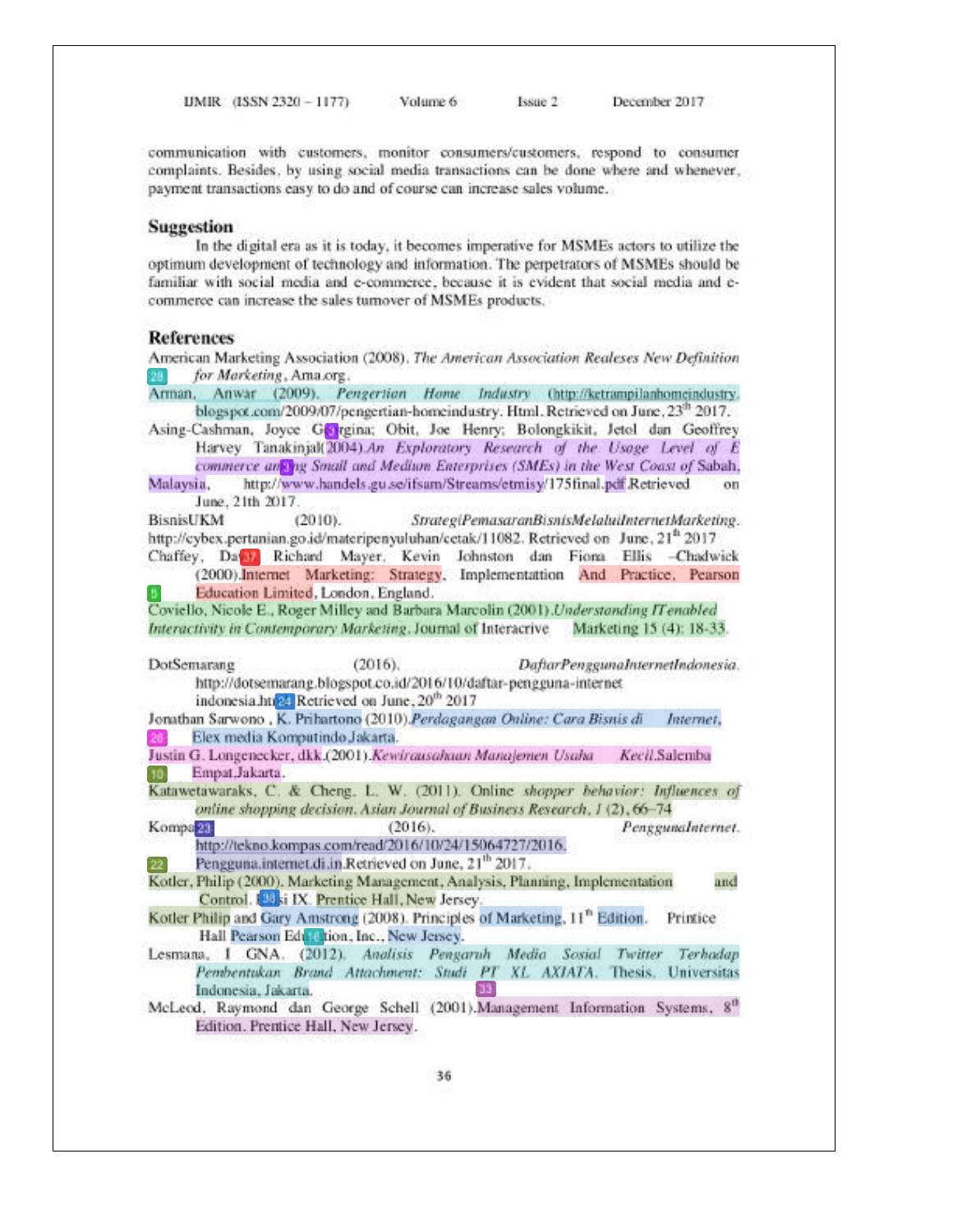communication with customers, monitor consumers/customers, respond to consumer complaints. Besides, by using social media transactions can be done where and whenever, payment transactions easy to do and of course can increase sales volume.

## Suggestion

In the digital era as it is today, it becomes imperative for MSMEs actors to utilize the optimum development of technology and information. The perpetrators of MSMEs should be familiar with social media and e-commerce, because it is evident that social media and e-commerce can increase the sales turnover of MSMEs products.

## References

American Marketing Association (2008). *The American Association Realeses New Definition for Marketing*, Ama.org.

Arman, Anwar (2009). *Pengertian Home Industry* (http://ketrampilanhomeindustry.blogspot.com/2009/07/pengertian-homeindustry. Html. Retrieved on June, 23[th] 2017.

Asing-Cashman, Joyce Georgina; Obit, Joe Henry; Bolongkikit, Jetol dan Geoffrey Harvey Tanakinjal(2004).*An Exploratory Research of the Usage Level of E commerce among Small and Medium Enterprises (SMEs) in the West Coast of* Sabah, Malaysia, http://www.handels.gu.se/ifsam/Streams/etmisy/175final.pdf.Retrieved on June, 21th 2017.

BisnisUKM (2010). *StrategiPemasaranBisnisMelaluiInternetMarketing*. http://cybex.pertanian.go.id/materipenyuluhan/cetak/11082. Retrieved on June, 21[th] 2017

Chaffey, Dave Richard Mayer, Kevin Johnston dan Fiona Ellis –Chadwick (2000).Internet Marketing: Strategy, Implementattion And Practice, Pearson Education Limited, London, England.

Coviello, Nicole E., Roger Milley and Barbara Marcolin (2001).*Understanding ITenabled Interactivity in Contemporary Marketing*. Journal of Interacrive Marketing 15 (4): 18-33.

DotSemarang (2016). *DaftarPenggunaInternetIndonesia*. http://dotsemarang.blogspot.co.id/2016/10/daftar-pengguna-internet indonesia.html Retrieved on June, 20[th] 2017

Jonathan Sarwono , K. Prihartono (2010).*Perdagangan Online: Cara Bisnis di Internet*, Elex media Komputindo.Jakarta.

Justin G. Longenecker, dkk.(2001).*Kewirausahaan Manajemen Usaha Kecil*.Salemba Empat.Jakarta.

Katawetawaraks, C. & Cheng, L. W. (2011). Online *shopper behavior: Influences of online shopping decision. Asian Journal of Business Research, 1* (2), 66–74

Kompas (2016). *PenggunaInternet*. http://tekno.kompas.com/read/2016/10/24/15064727/2016. Pengguna.internet.di.in.Retrieved on June, 21[th] 2017.

Kotler, Philip (2000). Marketing Management, Analysis, Planning, Implementation and Control. Edisi IX. Prentice Hall, New Jersey.

Kotler Philip and Gary Amstrong (2008). Principles of Marketing, 11[th] Edition. Printice Hall Pearson Edcation, Inc., New Jersey.

Lesmana, I GNA. (2012). *Analisis Pengaruh Media Sosial Twitter Terhadap Pembentukan Brand Attachment: Studi PT XL AXIATA*. Thesis. Universitas Indonesia, Jakarta.

McLeod, Raymond dan George Schell (2001).Management Information Systems, 8[th] Edition. Prentice Hall, New Jersey.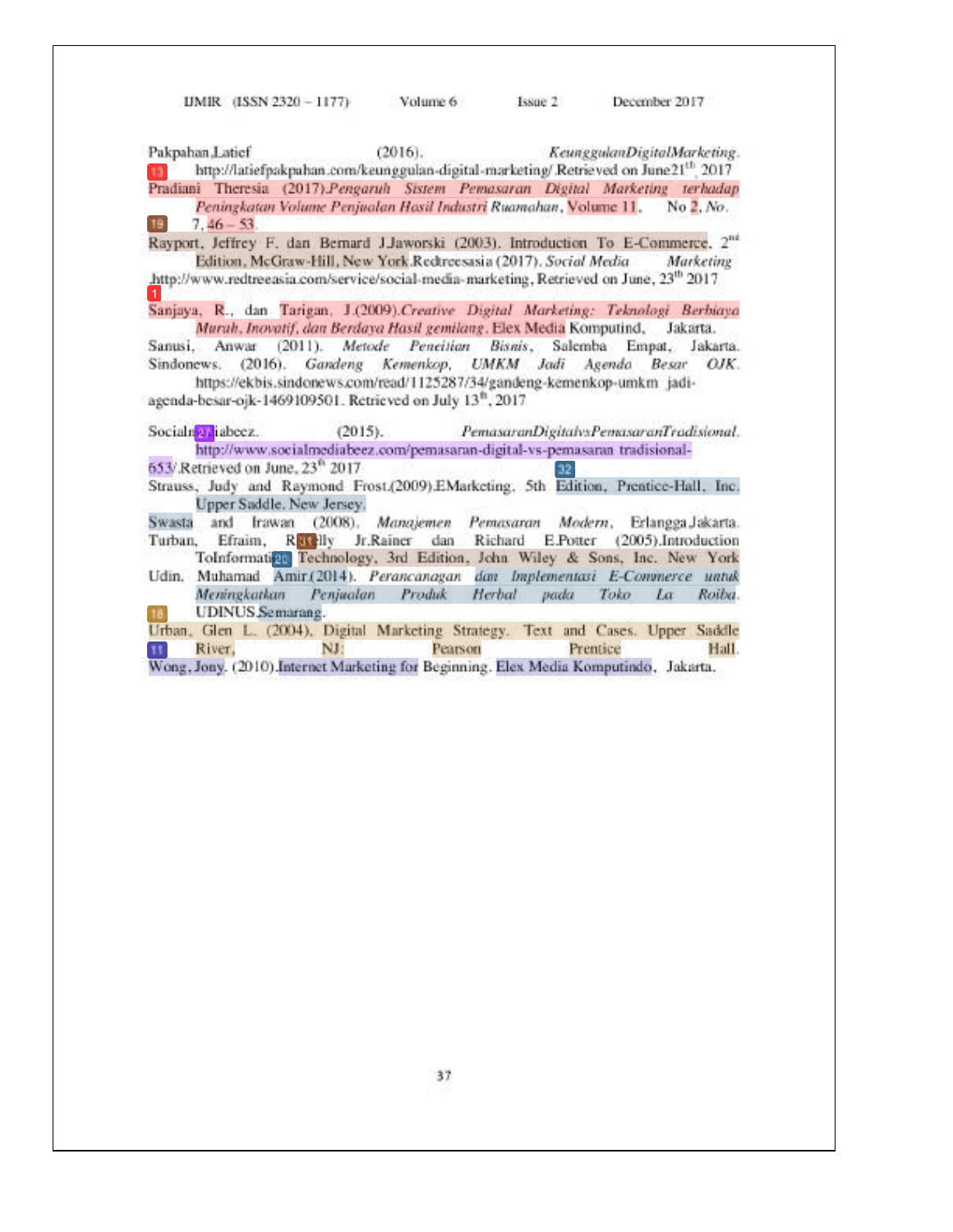Pakpahan,Latief (2016). *KeunggulanDigitalMarketing*. http://latiefpakpahan.com/keunggulan-digital-marketing/ Retrieved on June21[th], 2017

Pradiani Theresia (2017).*Pengaruh Sistem Pemasaran Digital Marketing terhadap Peningkatan Volume Penjualan Hasil Industri* Ruamahan, Volume 11, No 2, No. 7, 46 – 53.

Rayport, Jeffrey F. dan Bernard J.Jaworski (2003). Introduction To E-Commerce, 2[nd] Edition, McGraw-Hill, New York.Redtreesasia (2017). *Social Media Marketing* .http://www.redtreeasia.com/service/social-media-marketing, Retrieved on June, 23[th] 2017

Sanjaya, R., dan Tarigan, J.(2009).*Creative Digital Marketing: Teknologi Berbiaya Murah, Inovotif, dan Berdaya Hasil gemilang*. Elex Media Komputind, Jakarta.

Sanusi, Anwar (2011). *Metode Peneitian Bisnis*, Salemba Empat, Jakarta.

Sindonews. (2016). *Gandeng Kemenkop, UMKM Jadi Agenda Besar OJK*. https://ekbis.sindonews.com/read/1125287/34/gandeng-kemenkop-umkm jadi-agenda-besar-ojk-1469109501. Retrieved on July 13[th], 2017

Socialmediabeez. (2015). *PemasaranDigitalvsPemasaranTradisional*. http://www.socialmediabeez.com/pemasaran-digital-vs-pemasaran tradisional-653/.Retrieved on June, 23[th] 2017

Strauss, Judy and Raymond Frost.(2009).EMarketing, 5th Edition, Prentice-Hall, Inc. Upper Saddle, New Jersey.

Swasta and Irawan (2008). *Manajemen Pemasaran Modern*, Erlangga.Jakarta.

Turban, Efraim, R.Kelly Jr.Rainer dan Richard E.Potter (2005).Introduction ToInformation Technology, 3rd Edition, John Wiley & Sons, Inc. New York

Udin, Muhamad Amir.(2014). *Perancanagan dan Implementasi E-Commerce untuk Meningkatkan Penjualan Produk Herbal pada Toko La Roiba*. UDINUS.Semarang.

Urban, Glen L. (2004). Digital Marketing Strategy. Text and Cases. Upper Saddle River, NJ: Pearson Prentice Hall.

Wong, Jony. (2010).Internet Marketing for Beginning. Elex Media Komputindo, Jakarta.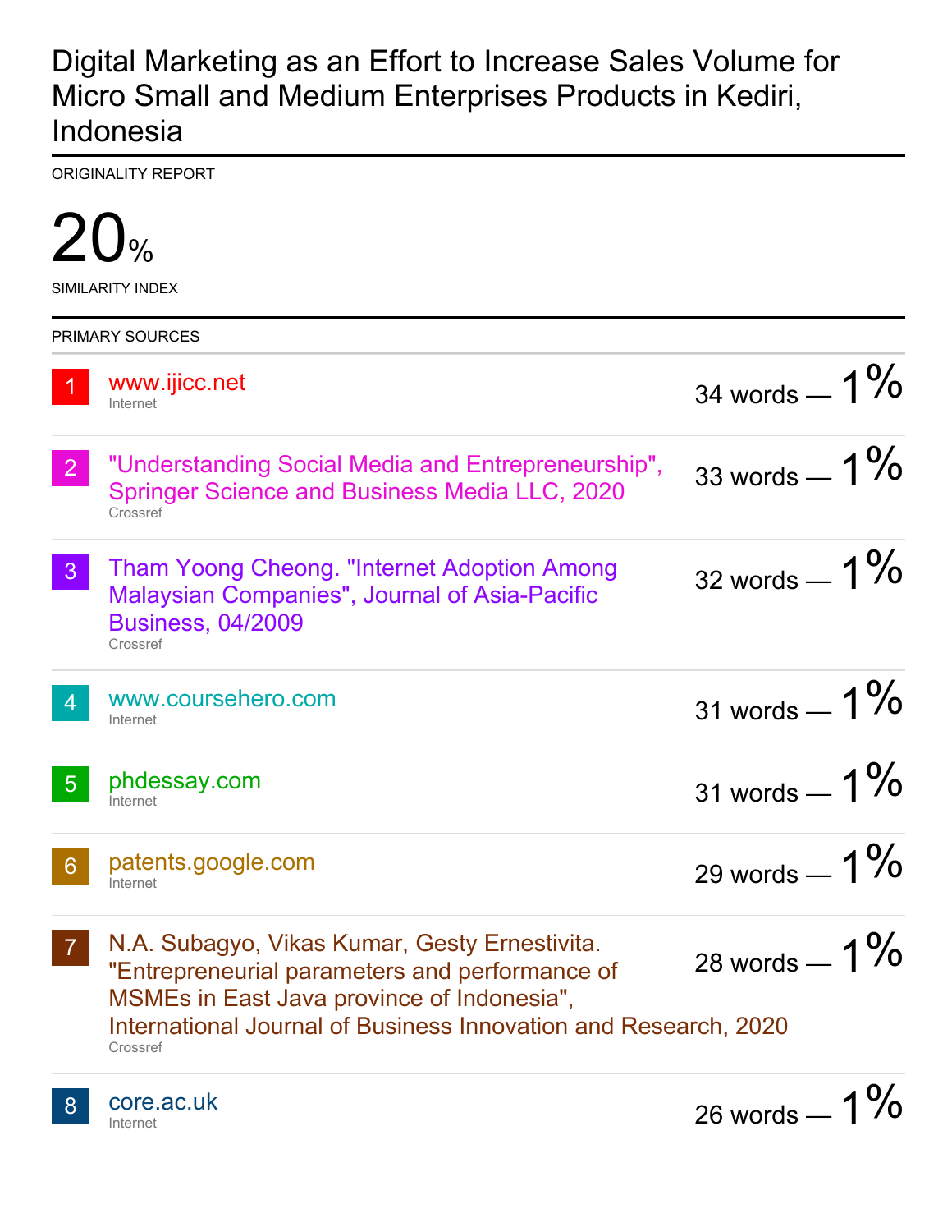# Digital Marketing as an Effort to Increase Sales Volume for Micro Small and Medium Enterprises Products in Kediri, Indonesia

ORIGINALITY REPORT

**20%**

SIMILARITY INDEX

PRIMARY SOURCES

| # | Source | Words | % |
|---|---|---|---|
| 1 | www.ijicc.net<br>Internet | 34 words — | 1% |
| 2 | "Understanding Social Media and Entrepreneurship", Springer Science and Business Media LLC, 2020<br>Crossref | 33 words — | 1% |
| 3 | Tham Yoong Cheong. "Internet Adoption Among Malaysian Companies", Journal of Asia-Pacific Business, 04/2009<br>Crossref | 32 words — | 1% |
| 4 | www.coursehero.com<br>Internet | 31 words — | 1% |
| 5 | phdessay.com<br>Internet | 31 words — | 1% |
| 6 | patents.google.com<br>Internet | 29 words — | 1% |
| 7 | N.A. Subagyo, Vikas Kumar, Gesty Ernestivita. "Entrepreneurial parameters and performance of MSMEs in East Java province of Indonesia", International Journal of Business Innovation and Research, 2020<br>Crossref | 28 words — | 1% |
| 8 | core.ac.uk<br>Internet | 26 words — | 1% |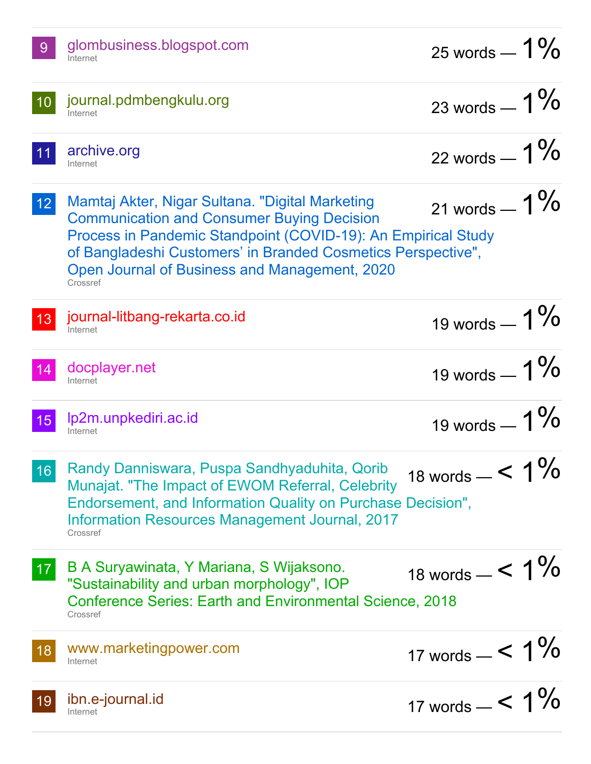| | | |
|---|---|---|
| 9 | glombusiness.blogspot.com<br>Internet | 25 words — 1% |
| 10 | journal.pdmbengkulu.org<br>Internet | 23 words — 1% |
| 11 | archive.org<br>Internet | 22 words — 1% |
| 12 | Mamtaj Akter, Nigar Sultana. "Digital Marketing Communication and Consumer Buying Decision Process in Pandemic Standpoint (COVID-19): An Empirical Study of Bangladeshi Customers' in Branded Cosmetics Perspective", Open Journal of Business and Management, 2020<br>Crossref | 21 words — 1% |
| 13 | journal-litbang-rekarta.co.id<br>Internet | 19 words — 1% |
| 14 | docplayer.net<br>Internet | 19 words — 1% |
| 15 | lp2m.unpkediri.ac.id<br>Internet | 19 words — 1% |
| 16 | Randy Danniswara, Puspa Sandhyaduhita, Qorib Munajat. "The Impact of EWOM Referral, Celebrity Endorsement, and Information Quality on Purchase Decision", Information Resources Management Journal, 2017<br>Crossref | 18 words — < 1% |
| 17 | B A Suryawinata, Y Mariana, S Wijaksono. "Sustainability and urban morphology", IOP Conference Series: Earth and Environmental Science, 2018<br>Crossref | 18 words — < 1% |
| 18 | www.marketingpower.com<br>Internet | 17 words — < 1% |
| 19 | ibn.e-journal.id<br>Internet | 17 words — < 1% |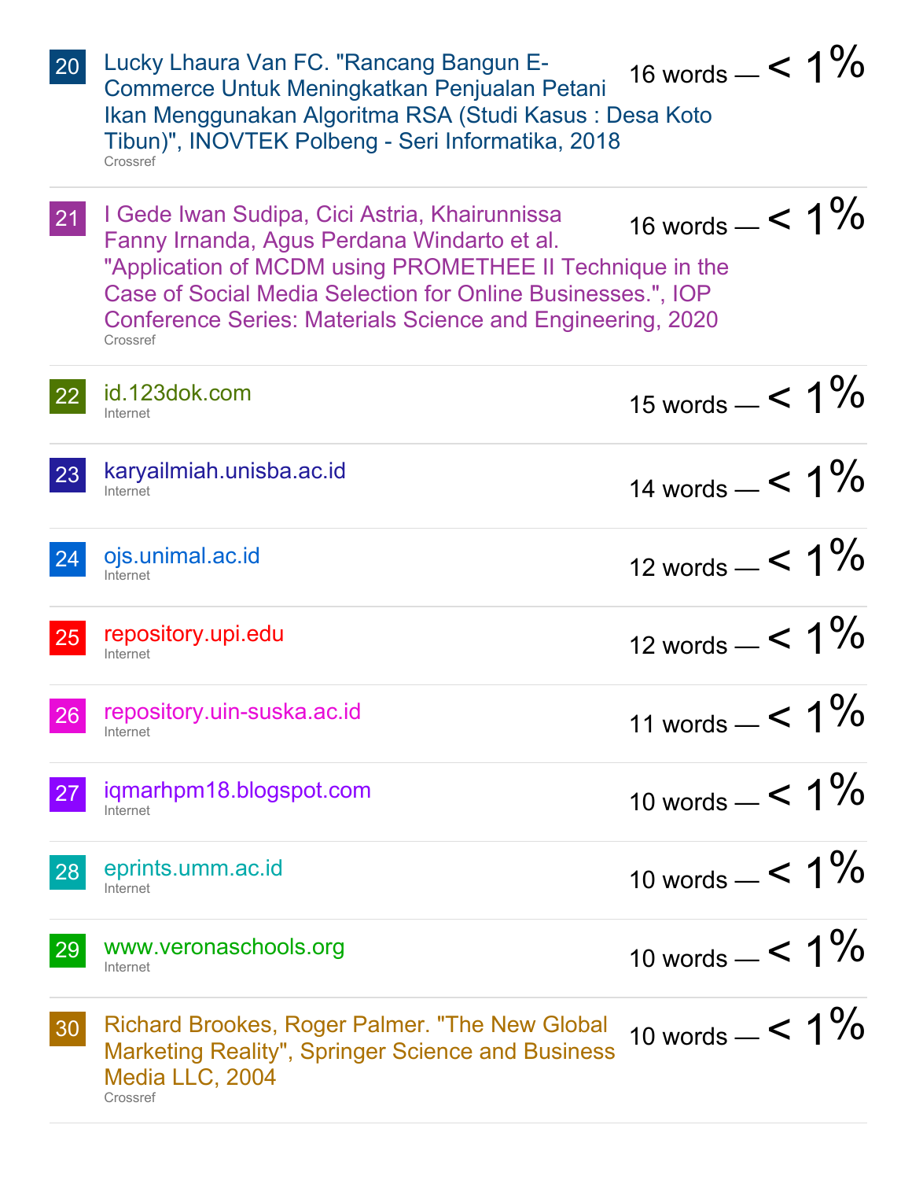| # | Source | Words | Percentage |
|---|---|---|---|
| 20 | Lucky Lhaura Van FC. "Rancang Bangun E-Commerce Untuk Meningkatkan Penjualan Petani Ikan Menggunakan Algoritma RSA (Studi Kasus : Desa Koto Tibun)", INOVTEK Polbeng - Seri Informatika, 2018<br>Crossref | 16 words | < 1% |
| 21 | I Gede Iwan Sudipa, Cici Astria, Khairunnissa Fanny Irnanda, Agus Perdana Windarto et al. "Application of MCDM using PROMETHEE II Technique in the Case of Social Media Selection for Online Businesses.", IOP Conference Series: Materials Science and Engineering, 2020<br>Crossref | 16 words | < 1% |
| 22 | id.123dok.com<br>Internet | 15 words | < 1% |
| 23 | karyailmiah.unisba.ac.id<br>Internet | 14 words | < 1% |
| 24 | ojs.unimal.ac.id<br>Internet | 12 words | < 1% |
| 25 | repository.upi.edu<br>Internet | 12 words | < 1% |
| 26 | repository.uin-suska.ac.id<br>Internet | 11 words | < 1% |
| 27 | iqmarhpm18.blogspot.com<br>Internet | 10 words | < 1% |
| 28 | eprints.umm.ac.id<br>Internet | 10 words | < 1% |
| 29 | www.veronaschools.org<br>Internet | 10 words | < 1% |
| 30 | Richard Brookes, Roger Palmer. "The New Global Marketing Reality", Springer Science and Business Media LLC, 2004<br>Crossref | 10 words | < 1% |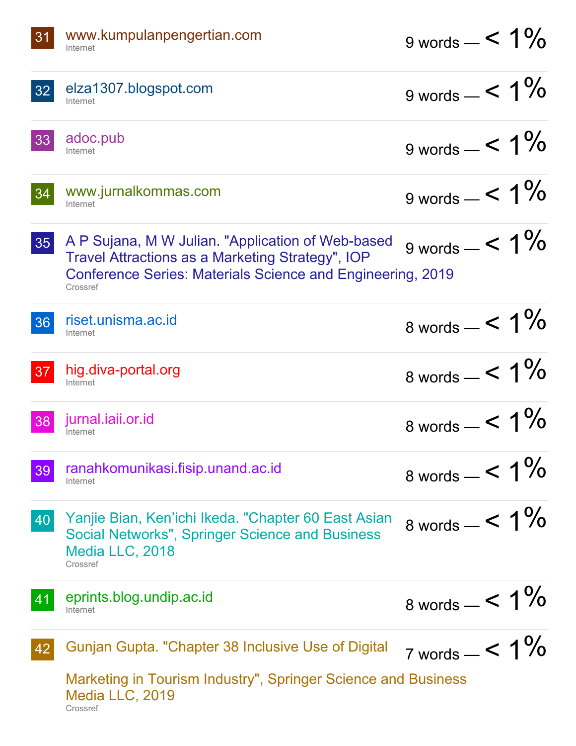| | | |
|---|---|---|
| 31 | www.kumpulanpengertian.com<br>Internet | 9 words — < 1% |
| 32 | elza1307.blogspot.com<br>Internet | 9 words — < 1% |
| 33 | adoc.pub<br>Internet | 9 words — < 1% |
| 34 | www.jurnalkommas.com<br>Internet | 9 words — < 1% |
| 35 | A P Sujana, M W Julian. "Application of Web-based Travel Attractions as a Marketing Strategy", IOP Conference Series: Materials Science and Engineering, 2019<br>Crossref | 9 words — < 1% |
| 36 | riset.unisma.ac.id<br>Internet | 8 words — < 1% |
| 37 | hig.diva-portal.org<br>Internet | 8 words — < 1% |
| 38 | jurnal.iaii.or.id<br>Internet | 8 words — < 1% |
| 39 | ranahkomunikasi.fisip.unand.ac.id<br>Internet | 8 words — < 1% |
| 40 | Yanjie Bian, Ken'ichi Ikeda. "Chapter 60 East Asian Social Networks", Springer Science and Business Media LLC, 2018<br>Crossref | 8 words — < 1% |
| 41 | eprints.blog.undip.ac.id<br>Internet | 8 words — < 1% |
| 42 | Gunjan Gupta. "Chapter 38 Inclusive Use of Digital Marketing in Tourism Industry", Springer Science and Business Media LLC, 2019<br>Crossref | 7 words — < 1% |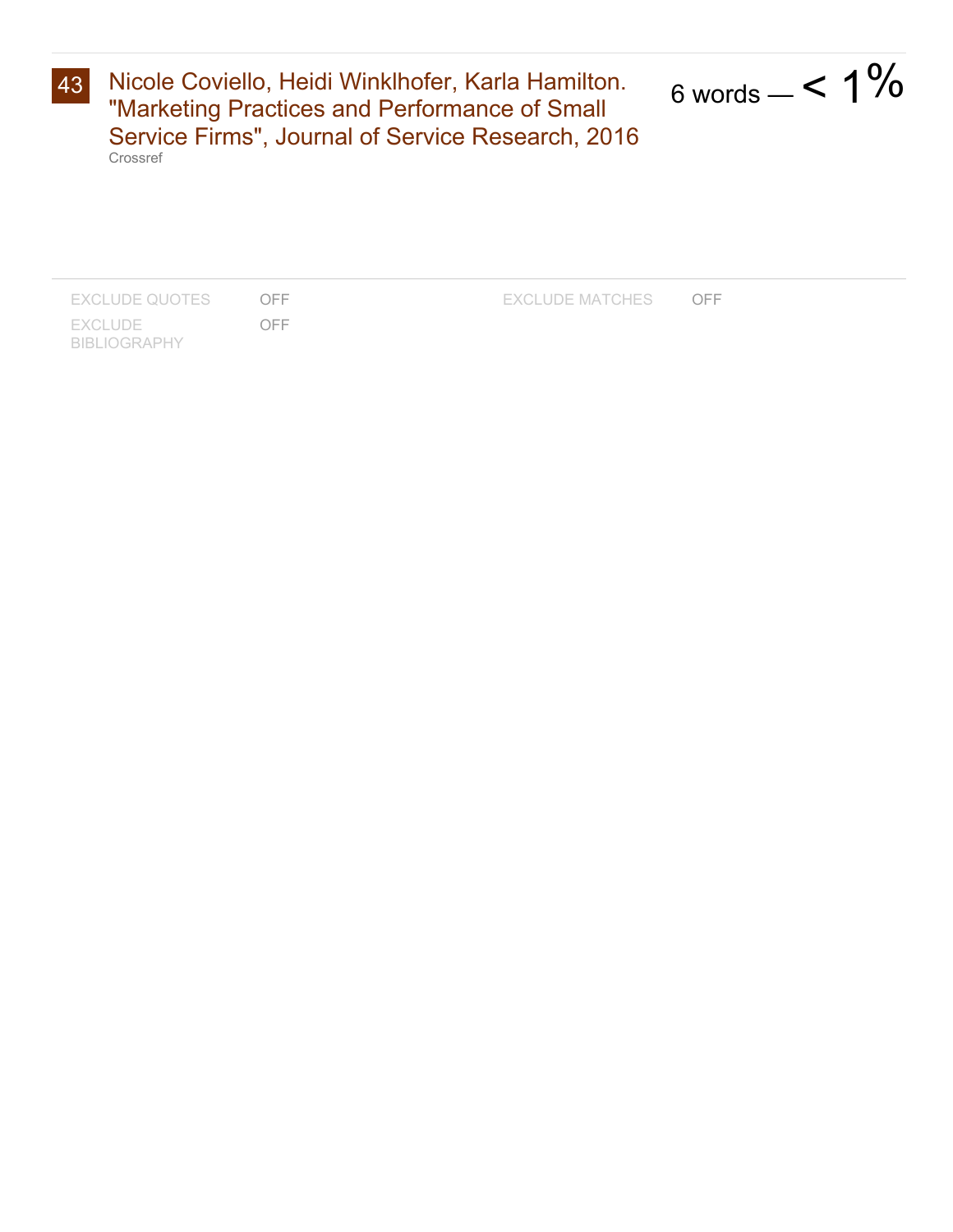43 Nicole Coviello, Heidi Winklhofer, Karla Hamilton. "Marketing Practices and Performance of Small Service Firms", Journal of Service Research, 2016
Crossref

6 words — < 1%

| | | | |
|---|---|---|---|
| EXCLUDE QUOTES | OFF | EXCLUDE MATCHES | OFF |
| EXCLUDE BIBLIOGRAPHY | OFF | | |